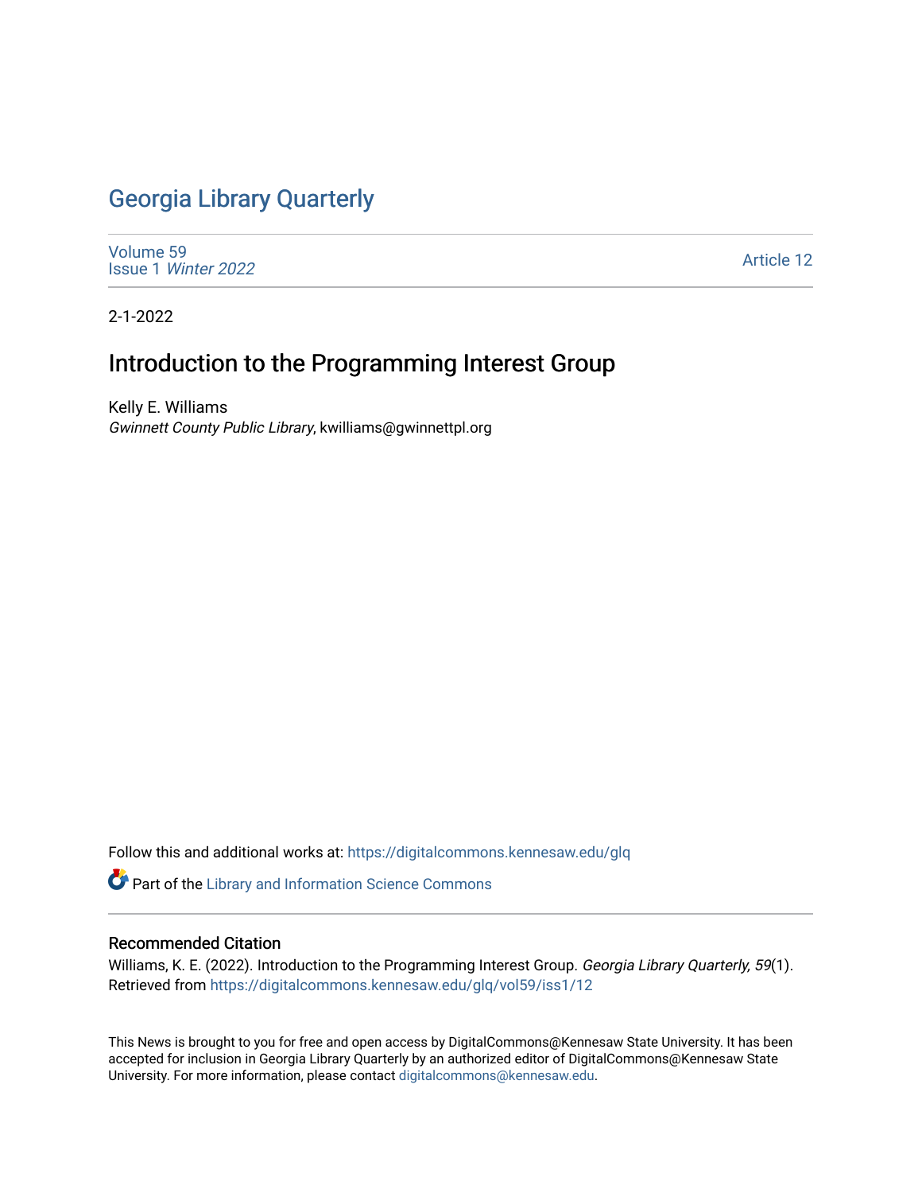# Georgia Library Quarterly

Volume 59
Issue 1 *Winter 2022*

Article 12

2-1-2022

## Introduction to the Programming Interest Group

Kelly E. Williams
*Gwinnett County Public Library*, kwilliams@gwinnettpl.org

Follow this and additional works at: https://digitalcommons.kennesaw.edu/glq

Part of the Library and Information Science Commons

### Recommended Citation

Williams, K. E. (2022). Introduction to the Programming Interest Group. *Georgia Library Quarterly, 59*(1). Retrieved from https://digitalcommons.kennesaw.edu/glq/vol59/iss1/12

This News is brought to you for free and open access by DigitalCommons@Kennesaw State University. It has been accepted for inclusion in Georgia Library Quarterly by an authorized editor of DigitalCommons@Kennesaw State University. For more information, please contact digitalcommons@kennesaw.edu.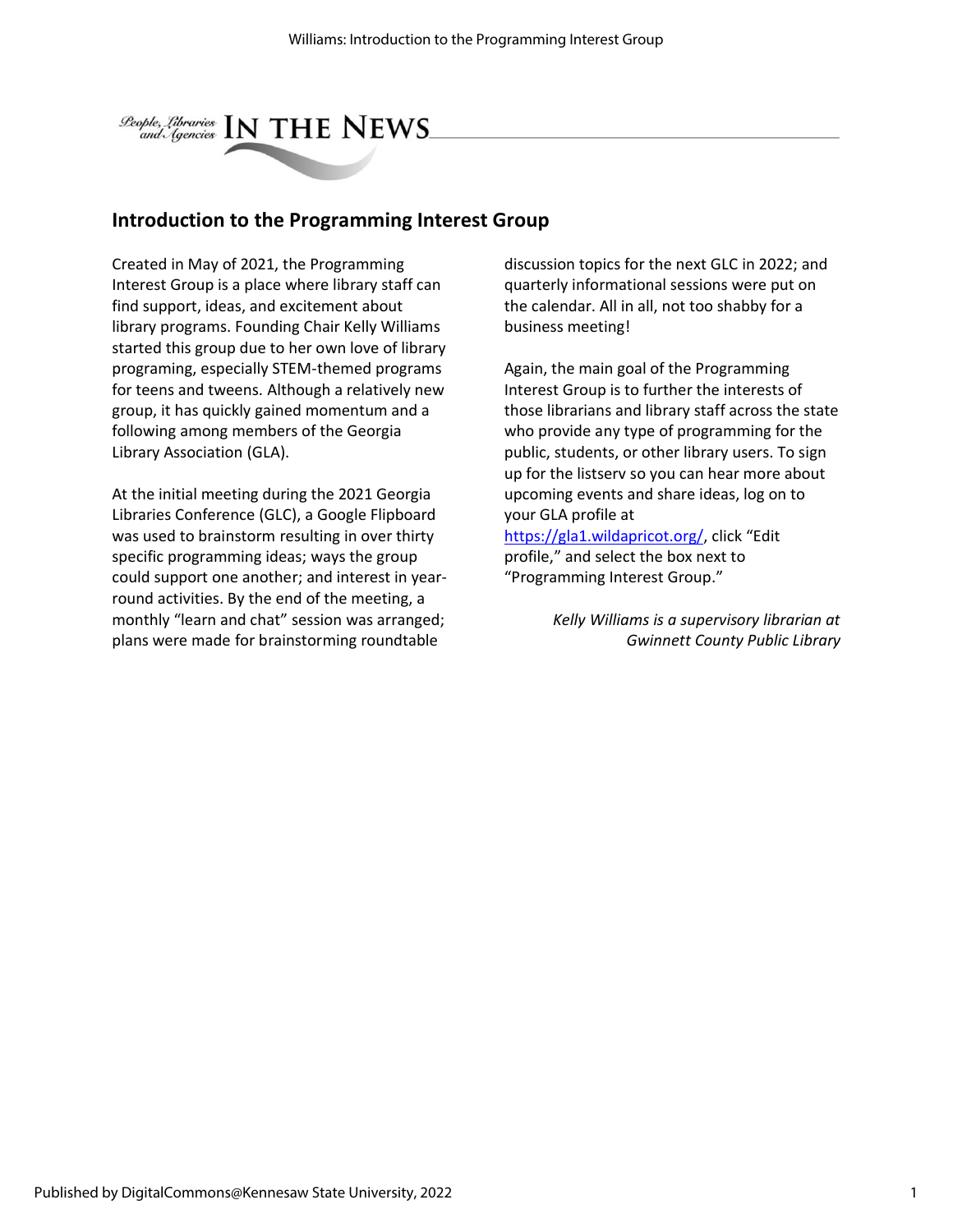People, Libraries and Agencies IN THE NEWS

## Introduction to the Programming Interest Group

Created in May of 2021, the Programming Interest Group is a place where library staff can find support, ideas, and excitement about library programs. Founding Chair Kelly Williams started this group due to her own love of library programing, especially STEM-themed programs for teens and tweens. Although a relatively new group, it has quickly gained momentum and a following among members of the Georgia Library Association (GLA).

At the initial meeting during the 2021 Georgia Libraries Conference (GLC), a Google Flipboard was used to brainstorm resulting in over thirty specific programming ideas; ways the group could support one another; and interest in year-round activities. By the end of the meeting, a monthly "learn and chat" session was arranged; plans were made for brainstorming roundtable discussion topics for the next GLC in 2022; and quarterly informational sessions were put on the calendar. All in all, not too shabby for a business meeting!

Again, the main goal of the Programming Interest Group is to further the interests of those librarians and library staff across the state who provide any type of programming for the public, students, or other library users. To sign up for the listserv so you can hear more about upcoming events and share ideas, log on to your GLA profile at https://gla1.wildapricot.org/, click "Edit profile," and select the box next to "Programming Interest Group."

*Kelly Williams is a supervisory librarian at Gwinnett County Public Library*